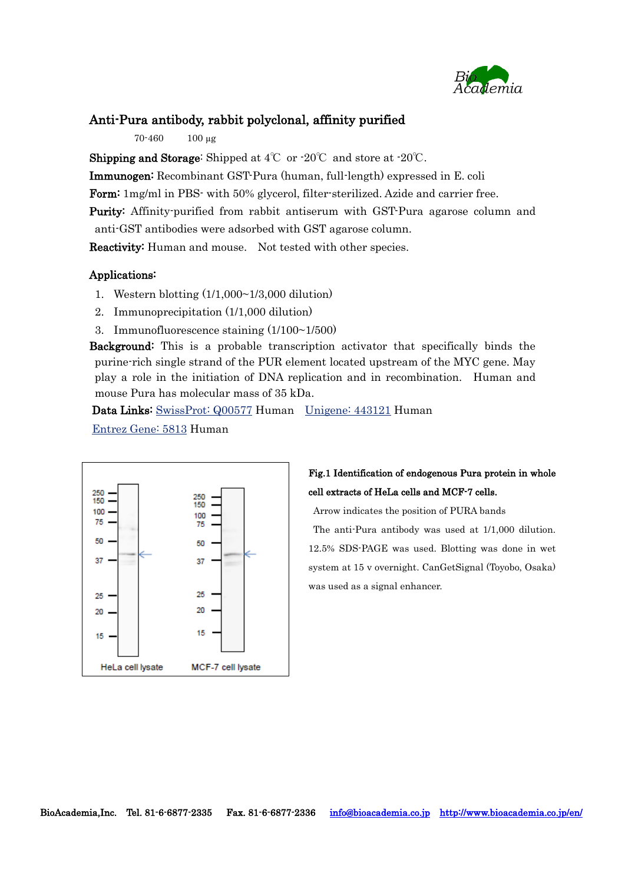# Anti-Pura antibody, rabbit polyclonal, affinity purified

70-460　　100 µg

**Shipping and Storage**: Shipped at 4℃ or -20℃ and store at -20℃.

**Immunogen:** Recombinant GST-Pura (human, full-length) expressed in E. coli

**Form:** 1mg/ml in PBS- with 50% glycerol, filter-sterilized. Azide and carrier free.

**Purity:** Affinity-purified from rabbit antiserum with GST-Pura agarose column and anti-GST antibodies were adsorbed with GST agarose column.

**Reactivity:** Human and mouse. Not tested with other species.

**Applications:**

1. Western blotting (1/1,000~1/3,000 dilution)
2. Immunoprecipitation (1/1,000 dilution)
3. Immunofluorescence staining (1/100~1/500)

**Background:** This is a probable transcription activator that specifically binds the purine-rich single strand of the PUR element located upstream of the MYC gene. May play a role in the initiation of DNA replication and in recombination. Human and mouse Pura has molecular mass of 35 kDa.

**Data Links:** SwissProt: Q00577 Human　Unigene: 443121 Human
Entrez Gene: 5813 Human

**Fig.1 Identification of endogenous Pura protein in whole cell extracts of HeLa cells and MCF-7 cells.**

Arrow indicates the position of PURA bands

The anti-Pura antibody was used at 1/1,000 dilution. 12.5% SDS-PAGE was used. Blotting was done in wet system at 15 v overnight. CanGetSignal (Toyobo, Osaka) was used as a signal enhancer.

BioAcademia,Inc.　Tel. 81-6-6877-2335　Fax. 81-6-6877-2336　info@bioacademia.co.jp　http://www.bioacademia.co.jp/en/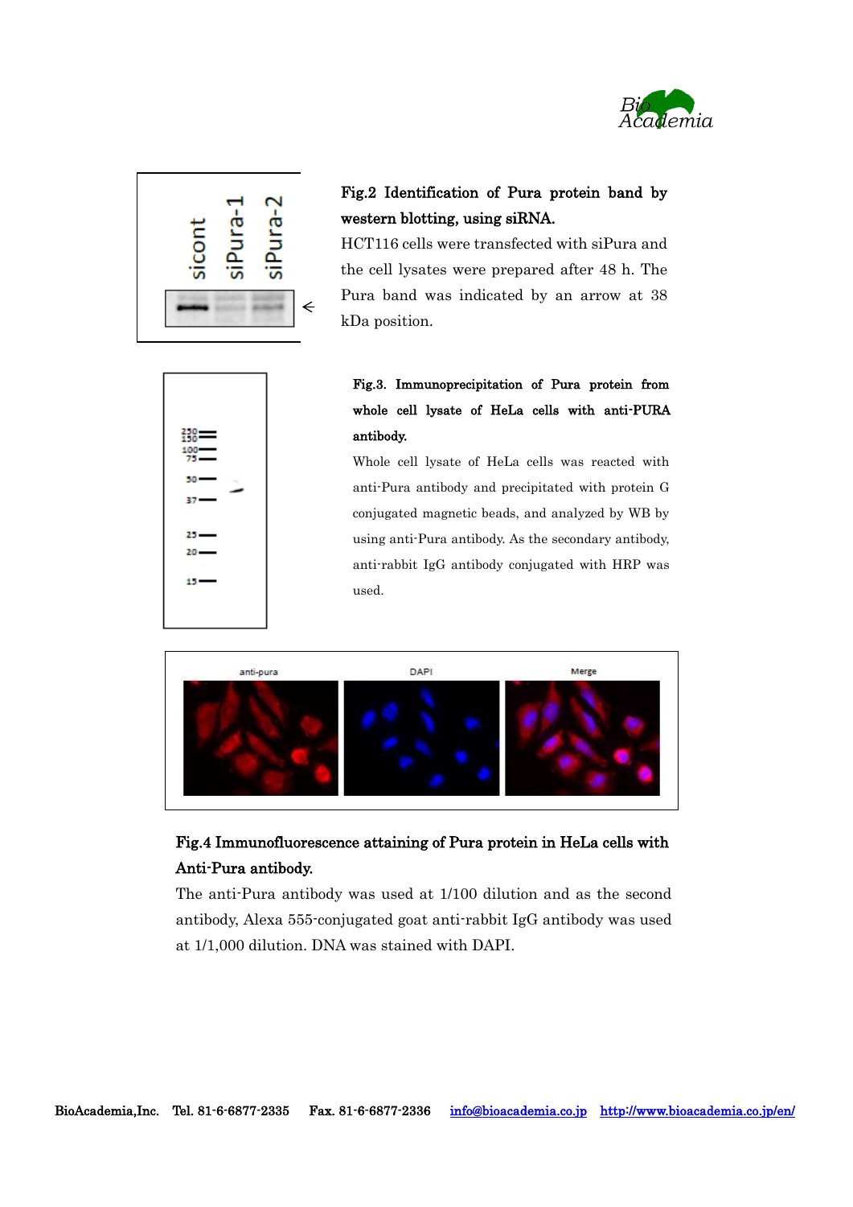sicont siPura-1 siPura-2

**Fig.2 Identification of Pura protein band by western blotting, using siRNA.**

HCT116 cells were transfected with siPura and the cell lysates were prepared after 48 h. The Pura band was indicated by an arrow at 38 kDa position.

250
150
100
75
50
37
25
20
15

**Fig.3. Immunoprecipitation of Pura protein from whole cell lysate of HeLa cells with anti-PURA antibody.**

Whole cell lysate of HeLa cells was reacted with anti-Pura antibody and precipitated with protein G conjugated magnetic beads, and analyzed by WB by using anti-Pura antibody. As the secondary antibody, anti-rabbit IgG antibody conjugated with HRP was used.

anti-pura DAPI Merge

**Fig.4 Immunofluorescence attaining of Pura protein in HeLa cells with Anti-Pura antibody.**

The anti-Pura antibody was used at 1/100 dilution and as the second antibody, Alexa 555-conjugated goat anti-rabbit IgG antibody was used at 1/1,000 dilution. DNA was stained with DAPI.

BioAcademia,Inc. Tel. 81-6-6877-2335 Fax. 81-6-6877-2336 info@bioacademia.co.jp http://www.bioacademia.co.jp/en/